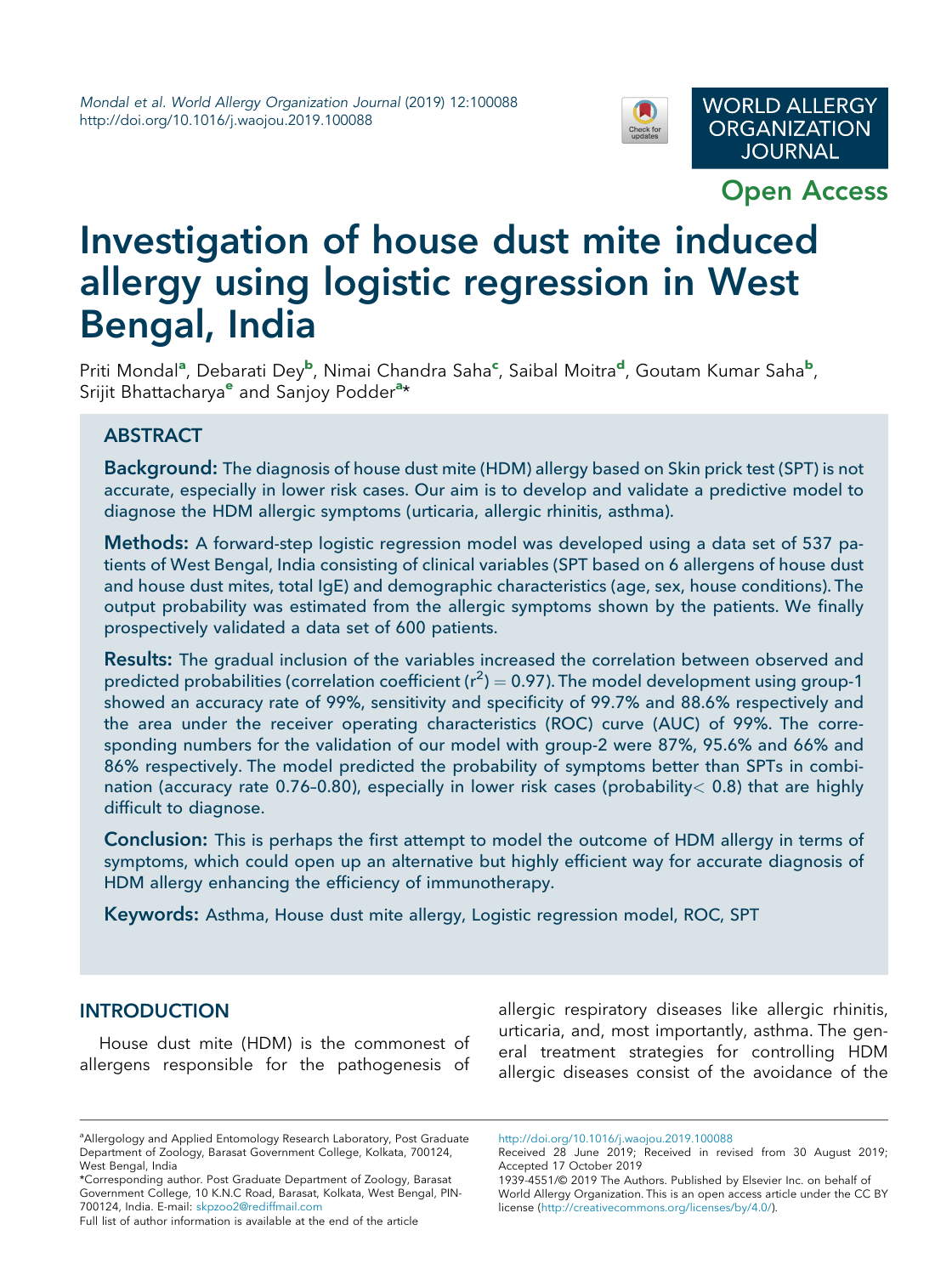# Investigation of house dust mite induced allergy using logistic regression in West Bengal, India

Priti Mondal[a], Debarati Dey[b], Nimai Chandra Saha[c], Saibal Moitra[d], Goutam Kumar Saha[b], Srijit Bhattacharya[e] and Sanjoy Podder[a]*

## ABSTRACT

**Background:** The diagnosis of house dust mite (HDM) allergy based on Skin prick test (SPT) is not accurate, especially in lower risk cases. Our aim is to develop and validate a predictive model to diagnose the HDM allergic symptoms (urticaria, allergic rhinitis, asthma).

**Methods:** A forward-step logistic regression model was developed using a data set of 537 patients of West Bengal, India consisting of clinical variables (SPT based on 6 allergens of house dust and house dust mites, total IgE) and demographic characteristics (age, sex, house conditions). The output probability was estimated from the allergic symptoms shown by the patients. We finally prospectively validated a data set of 600 patients.

**Results:** The gradual inclusion of the variables increased the correlation between observed and predicted probabilities (correlation coefficient ($r^2$) = 0.97). The model development using group-1 showed an accuracy rate of 99%, sensitivity and specificity of 99.7% and 88.6% respectively and the area under the receiver operating characteristics (ROC) curve (AUC) of 99%. The corresponding numbers for the validation of our model with group-2 were 87%, 95.6% and 66% and 86% respectively. The model predicted the probability of symptoms better than SPTs in combination (accuracy rate 0.76–0.80), especially in lower risk cases (probability$<$ 0.8) that are highly difficult to diagnose.

**Conclusion:** This is perhaps the first attempt to model the outcome of HDM allergy in terms of symptoms, which could open up an alternative but highly efficient way for accurate diagnosis of HDM allergy enhancing the efficiency of immunotherapy.

**Keywords:** Asthma, House dust mite allergy, Logistic regression model, ROC, SPT

## INTRODUCTION

House dust mite (HDM) is the commonest of allergens responsible for the pathogenesis of allergic respiratory diseases like allergic rhinitis, urticaria, and, most importantly, asthma. The general treatment strategies for controlling HDM allergic diseases consist of the avoidance of the

[a]Allergology and Applied Entomology Research Laboratory, Post Graduate Department of Zoology, Barasat Government College, Kolkata, 700124, West Bengal, India
*Corresponding author. Post Graduate Department of Zoology, Barasat Government College, 10 K.N.C Road, Barasat, Kolkata, West Bengal, PIN-700124, India. E-mail: skpzoo2@rediffmail.com
Full list of author information is available at the end of the article

http://doi.org/10.1016/j.waojou.2019.100088
Received 28 June 2019; Received in revised from 30 August 2019; Accepted 17 October 2019
1939-4551/© 2019 The Authors. Published by Elsevier Inc. on behalf of World Allergy Organization. This is an open access article under the CC BY license (http://creativecommons.org/licenses/by/4.0/).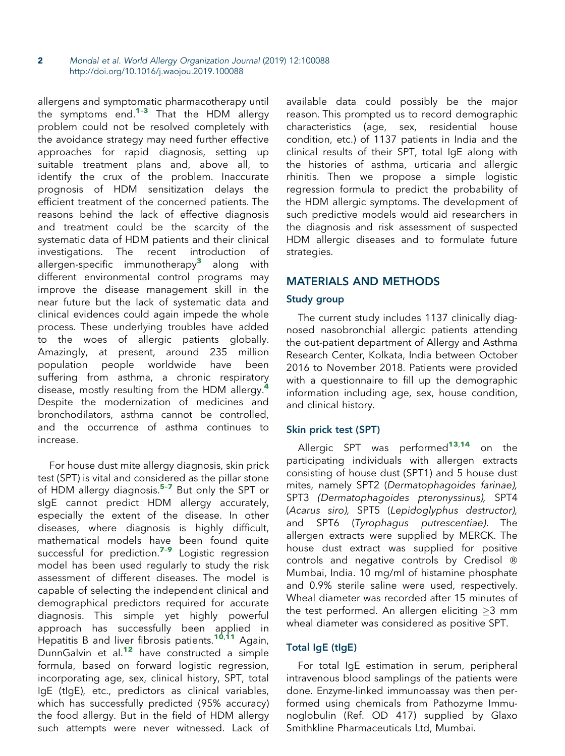allergens and symptomatic pharmacotherapy until the symptoms end.[1-3] That the HDM allergy problem could not be resolved completely with the avoidance strategy may need further effective approaches for rapid diagnosis, setting up suitable treatment plans and, above all, to identify the crux of the problem. Inaccurate prognosis of HDM sensitization delays the efficient treatment of the concerned patients. The reasons behind the lack of effective diagnosis and treatment could be the scarcity of the systematic data of HDM patients and their clinical investigations. The recent introduction of allergen-specific immunotherapy[3] along with different environmental control programs may improve the disease management skill in the near future but the lack of systematic data and clinical evidences could again impede the whole process. These underlying troubles have added to the woes of allergic patients globally. Amazingly, at present, around 235 million population people worldwide have been suffering from asthma, a chronic respiratory disease, mostly resulting from the HDM allergy.[4] Despite the modernization of medicines and bronchodilators, asthma cannot be controlled, and the occurrence of asthma continues to increase.

For house dust mite allergy diagnosis, skin prick test (SPT) is vital and considered as the pillar stone of HDM allergy diagnosis.[5-7] But only the SPT or sIgE cannot predict HDM allergy accurately, especially the extent of the disease. In other diseases, where diagnosis is highly difficult, mathematical models have been found quite successful for prediction.[7-9] Logistic regression model has been used regularly to study the risk assessment of different diseases. The model is capable of selecting the independent clinical and demographical predictors required for accurate diagnosis. This simple yet highly powerful approach has successfully been applied in Hepatitis B and liver fibrosis patients.[10,11] Again, DunnGalvin et al.[12] have constructed a simple formula, based on forward logistic regression, incorporating age, sex, clinical history, SPT, total IgE (tIgE), etc., predictors as clinical variables, which has successfully predicted (95% accuracy) the food allergy. But in the field of HDM allergy such attempts were never witnessed. Lack of available data could possibly be the major reason. This prompted us to record demographic characteristics (age, sex, residential house condition, etc.) of 1137 patients in India and the clinical results of their SPT, total IgE along with the histories of asthma, urticaria and allergic rhinitis. Then we propose a simple logistic regression formula to predict the probability of the HDM allergic symptoms. The development of such predictive models would aid researchers in the diagnosis and risk assessment of suspected HDM allergic diseases and to formulate future strategies.

## MATERIALS AND METHODS

### Study group

The current study includes 1137 clinically diagnosed nasobronchial allergic patients attending the out-patient department of Allergy and Asthma Research Center, Kolkata, India between October 2016 to November 2018. Patients were provided with a questionnaire to fill up the demographic information including age, sex, house condition, and clinical history.

### Skin prick test (SPT)

Allergic SPT was performed[13,14] on the participating individuals with allergen extracts consisting of house dust (SPT1) and 5 house dust mites, namely SPT2 (*Dermatophagoides farinae),* SPT3 *(Dermatophagoides pteronyssinus),* SPT4 (*Acarus siro),* SPT5 (*Lepidoglyphus destructor),* and SPT6 (*Tyrophagus putrescentiae)*. The allergen extracts were supplied by MERCK. The house dust extract was supplied for positive controls and negative controls by Credisol ® Mumbai, India. 10 mg/ml of histamine phosphate and 0.9% sterile saline were used, respectively. Wheal diameter was recorded after 15 minutes of the test performed. An allergen eliciting $\geq$3 mm wheal diameter was considered as positive SPT.

### Total IgE (tIgE)

For total IgE estimation in serum, peripheral intravenous blood samplings of the patients were done. Enzyme-linked immunoassay was then performed using chemicals from Pathozyme Immunoglobulin (Ref. OD 417) supplied by Glaxo Smithkline Pharmaceuticals Ltd, Mumbai.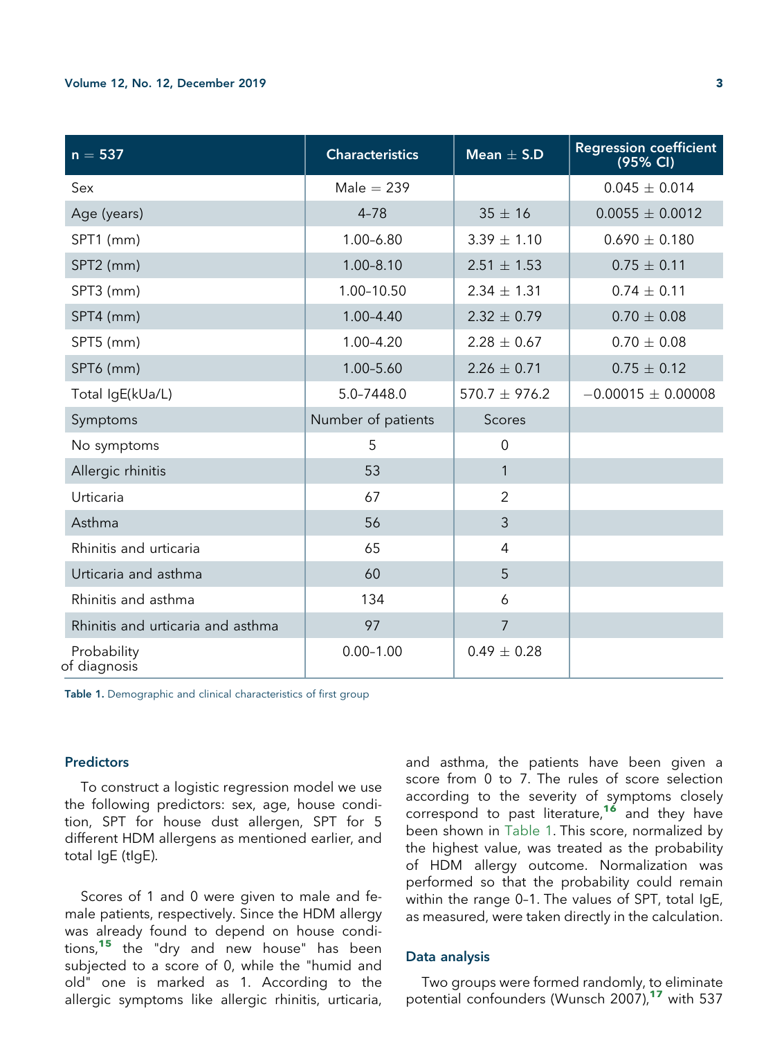| n = 537 | Characteristics | Mean ± S.D | Regression coefficient (95% CI) |
|---|---|---|---|
| Sex | Male = 239 | | 0.045 ± 0.014 |
| Age (years) | 4–78 | 35 ± 16 | 0.0055 ± 0.0012 |
| SPT1 (mm) | 1.00–6.80 | 3.39 ± 1.10 | 0.690 ± 0.180 |
| SPT2 (mm) | 1.00–8.10 | 2.51 ± 1.53 | 0.75 ± 0.11 |
| SPT3 (mm) | 1.00–10.50 | 2.34 ± 1.31 | 0.74 ± 0.11 |
| SPT4 (mm) | 1.00–4.40 | 2.32 ± 0.79 | 0.70 ± 0.08 |
| SPT5 (mm) | 1.00–4.20 | 2.28 ± 0.67 | 0.70 ± 0.08 |
| SPT6 (mm) | 1.00–5.60 | 2.26 ± 0.71 | 0.75 ± 0.12 |
| Total IgE(kUa/L) | 5.0–7448.0 | 570.7 ± 976.2 | −0.00015 ± 0.00008 |
| Symptoms | Number of patients | Scores | |
| No symptoms | 5 | 0 | |
| Allergic rhinitis | 53 | 1 | |
| Urticaria | 67 | 2 | |
| Asthma | 56 | 3 | |
| Rhinitis and urticaria | 65 | 4 | |
| Urticaria and asthma | 60 | 5 | |
| Rhinitis and asthma | 134 | 6 | |
| Rhinitis and urticaria and asthma | 97 | 7 | |
| Probability of diagnosis | 0.00–1.00 | 0.49 ± 0.28 | |

**Table 1.** Demographic and clinical characteristics of first group

### Predictors

To construct a logistic regression model we use the following predictors: sex, age, house condition, SPT for house dust allergen, SPT for 5 different HDM allergens as mentioned earlier, and total IgE (tIgE).

Scores of 1 and 0 were given to male and female patients, respectively. Since the HDM allergy was already found to depend on house conditions,[15] the "dry and new house" has been subjected to a score of 0, while the "humid and old" one is marked as 1. According to the allergic symptoms like allergic rhinitis, urticaria, and asthma, the patients have been given a score from 0 to 7. The rules of score selection according to the severity of symptoms closely correspond to past literature,[16] and they have been shown in Table 1. This score, normalized by the highest value, was treated as the probability of HDM allergy outcome. Normalization was performed so that the probability could remain within the range 0–1. The values of SPT, total IgE, as measured, were taken directly in the calculation.

### Data analysis

Two groups were formed randomly, to eliminate potential confounders (Wunsch 2007),[17] with 537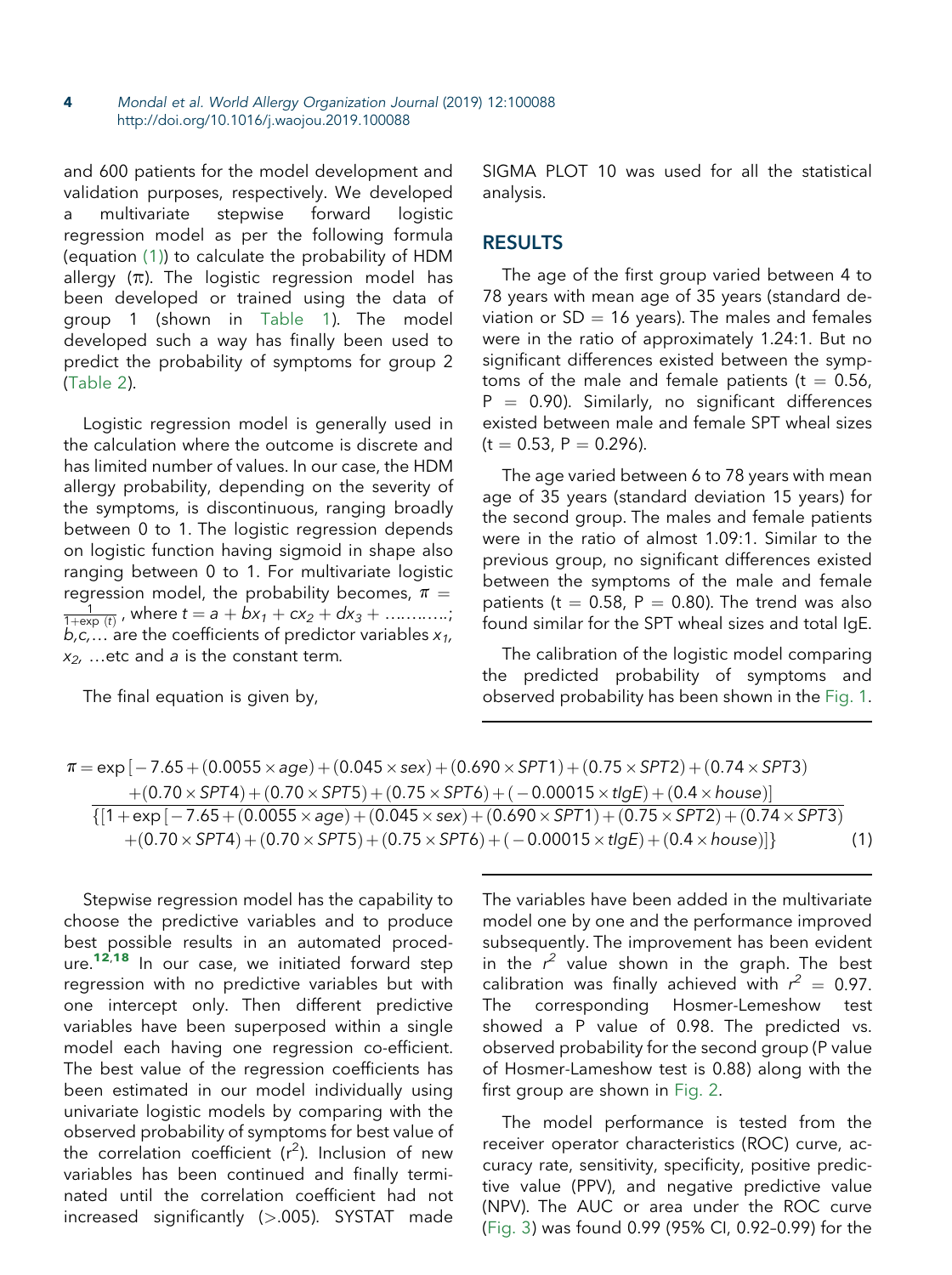and 600 patients for the model development and validation purposes, respectively. We developed a multivariate stepwise forward logistic regression model as per the following formula (equation (1)) to calculate the probability of HDM allergy (π). The logistic regression model has been developed or trained using the data of group 1 (shown in Table 1). The model developed such a way has finally been used to predict the probability of symptoms for group 2 (Table 2).

Logistic regression model is generally used in the calculation where the outcome is discrete and has limited number of values. In our case, the HDM allergy probability, depending on the severity of the symptoms, is discontinuous, ranging broadly between 0 to 1. The logistic regression depends on logistic function having sigmoid in shape also ranging between 0 to 1. For multivariate logistic regression model, the probability becomes, $\pi = \frac{1}{1+\exp(t)}$, where $t = a + bx_1 + cx_2 + dx_3 + \ldots\ldots\ldots$; $b, c, \ldots$ are the coefficients of predictor variables $x_1$, $x_2$, …etc and $a$ is the constant term.

The final equation is given by,

$$\pi = \frac{\exp\left[-7.65 + (0.0055 \times age) + (0.045 \times sex) + (0.690 \times SPT1) + (0.75 \times SPT2) + (0.74 \times SPT3) + (0.70 \times SPT4) + (0.70 \times SPT5) + (0.75 \times SPT6) + (-0.00015 \times tIgE) + (0.4 \times house)\right]}{\{[1 + \exp\left[-7.65 + (0.0055 \times age) + (0.045 \times sex) + (0.690 \times SPT1) + (0.75 \times SPT2) + (0.74 \times SPT3) + (0.70 \times SPT4) + (0.70 \times SPT5) + (0.75 \times SPT6) + (-0.00015 \times tIgE) + (0.4 \times house)\right]\}} \quad (1)$$

Stepwise regression model has the capability to choose the predictive variables and to produce best possible results in an automated procedure.[12,18] In our case, we initiated forward step regression with no predictive variables but with one intercept only. Then different predictive variables have been superposed within a single model each having one regression co-efficient. The best value of the regression coefficients has been estimated in our model individually using univariate logistic models by comparing with the observed probability of symptoms for best value of the correlation coefficient ($r^2$). Inclusion of new variables has been continued and finally terminated until the correlation coefficient had not increased significantly (>.005). SYSTAT made SIGMA PLOT 10 was used for all the statistical analysis.

## RESULTS

The age of the first group varied between 4 to 78 years with mean age of 35 years (standard deviation or SD = 16 years). The males and females were in the ratio of approximately 1.24:1. But no significant differences existed between the symptoms of the male and female patients ($t = 0.56$, $P = 0.90$). Similarly, no significant differences existed between male and female SPT wheal sizes ($t = 0.53$, $P = 0.296$).

The age varied between 6 to 78 years with mean age of 35 years (standard deviation 15 years) for the second group. The males and female patients were in the ratio of almost 1.09:1. Similar to the previous group, no significant differences existed between the symptoms of the male and female patients ($t = 0.58$, $P = 0.80$). The trend was also found similar for the SPT wheal sizes and total IgE.

The calibration of the logistic model comparing the predicted probability of symptoms and observed probability has been shown in the Fig. 1. The variables have been added in the multivariate model one by one and the performance improved subsequently. The improvement has been evident in the $r^2$ value shown in the graph. The best calibration was finally achieved with $r^2 = 0.97$. The corresponding Hosmer-Lemeshow test showed a P value of 0.98. The predicted vs. observed probability for the second group (P value of Hosmer-Lameshow test is 0.88) along with the first group are shown in Fig. 2.

The model performance is tested from the receiver operator characteristics (ROC) curve, accuracy rate, sensitivity, specificity, positive predictive value (PPV), and negative predictive value (NPV). The AUC or area under the ROC curve (Fig. 3) was found 0.99 (95% CI, 0.92–0.99) for the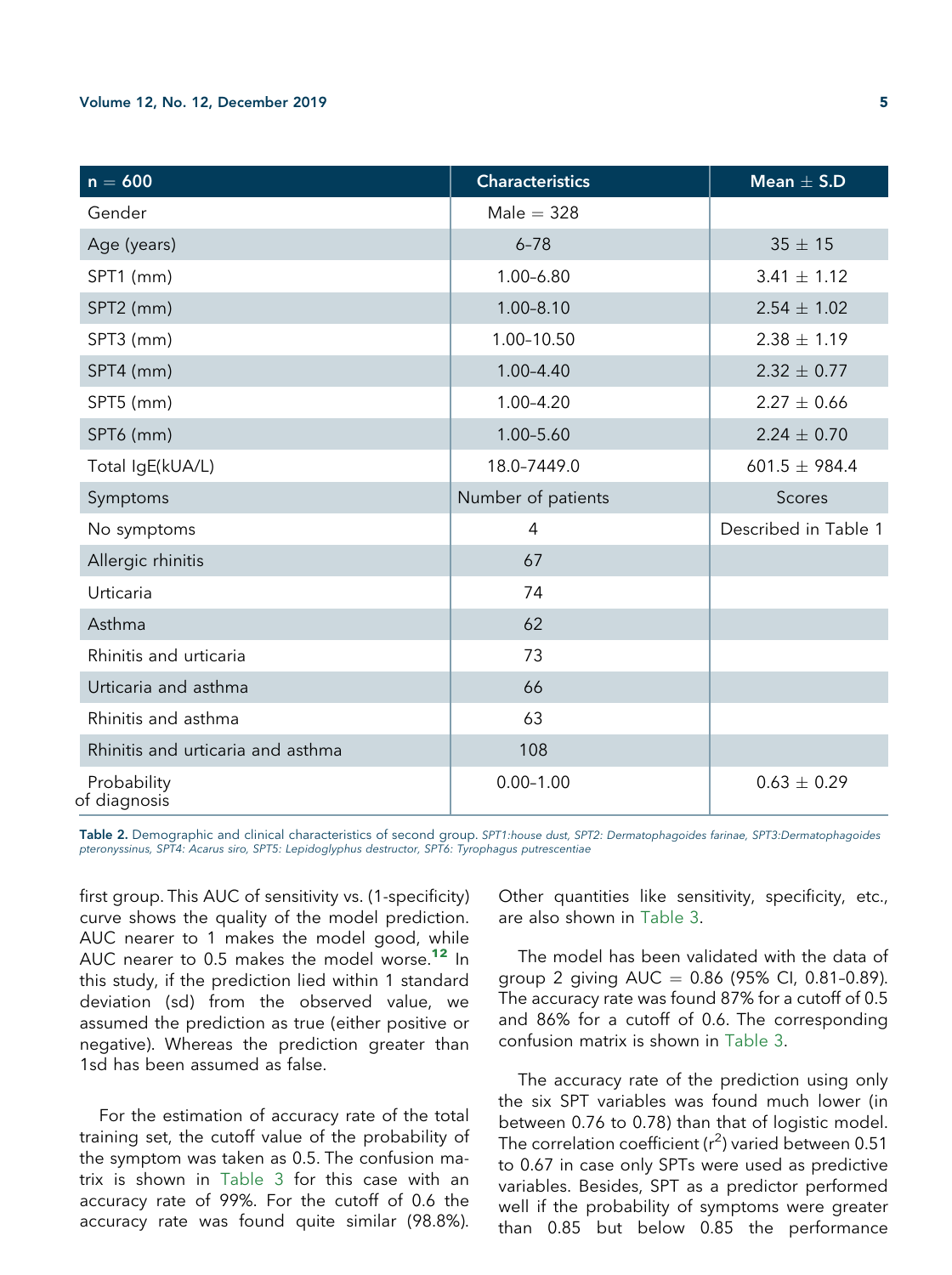| n = 600 | Characteristics | Mean ± S.D |
|---|---|---|
| Gender | Male = 328 | |
| Age (years) | 6–78 | 35 ± 15 |
| SPT1 (mm) | 1.00–6.80 | 3.41 ± 1.12 |
| SPT2 (mm) | 1.00–8.10 | 2.54 ± 1.02 |
| SPT3 (mm) | 1.00–10.50 | 2.38 ± 1.19 |
| SPT4 (mm) | 1.00–4.40 | 2.32 ± 0.77 |
| SPT5 (mm) | 1.00–4.20 | 2.27 ± 0.66 |
| SPT6 (mm) | 1.00–5.60 | 2.24 ± 0.70 |
| Total IgE(kUA/L) | 18.0–7449.0 | 601.5 ± 984.4 |
| Symptoms | Number of patients | Scores |
| No symptoms | 4 | Described in Table 1 |
| Allergic rhinitis | 67 | |
| Urticaria | 74 | |
| Asthma | 62 | |
| Rhinitis and urticaria | 73 | |
| Urticaria and asthma | 66 | |
| Rhinitis and asthma | 63 | |
| Rhinitis and urticaria and asthma | 108 | |
| Probability of diagnosis | 0.00–1.00 | 0.63 ± 0.29 |

**Table 2.** Demographic and clinical characteristics of second group. *SPT1:house dust, SPT2: Dermatophagoides farinae, SPT3:Dermatophagoides pteronyssinus, SPT4: Acarus siro, SPT5: Lepidoglyphus destructor, SPT6: Tyrophagus putrescentiae*

first group. This AUC of sensitivity vs. (1-specificity) curve shows the quality of the model prediction. AUC nearer to 1 makes the model good, while AUC nearer to 0.5 makes the model worse.[12] In this study, if the prediction lied within 1 standard deviation (sd) from the observed value, we assumed the prediction as true (either positive or negative). Whereas the prediction greater than 1sd has been assumed as false.

For the estimation of accuracy rate of the total training set, the cutoff value of the probability of the symptom was taken as 0.5. The confusion matrix is shown in Table 3 for this case with an accuracy rate of 99%. For the cutoff of 0.6 the accuracy rate was found quite similar (98.8%). Other quantities like sensitivity, specificity, etc., are also shown in Table 3.

The model has been validated with the data of group 2 giving AUC = 0.86 (95% CI, 0.81–0.89). The accuracy rate was found 87% for a cutoff of 0.5 and 86% for a cutoff of 0.6. The corresponding confusion matrix is shown in Table 3.

The accuracy rate of the prediction using only the six SPT variables was found much lower (in between 0.76 to 0.78) than that of logistic model. The correlation coefficient ($r^2$) varied between 0.51 to 0.67 in case only SPTs were used as predictive variables. Besides, SPT as a predictor performed well if the probability of symptoms were greater than 0.85 but below 0.85 the performance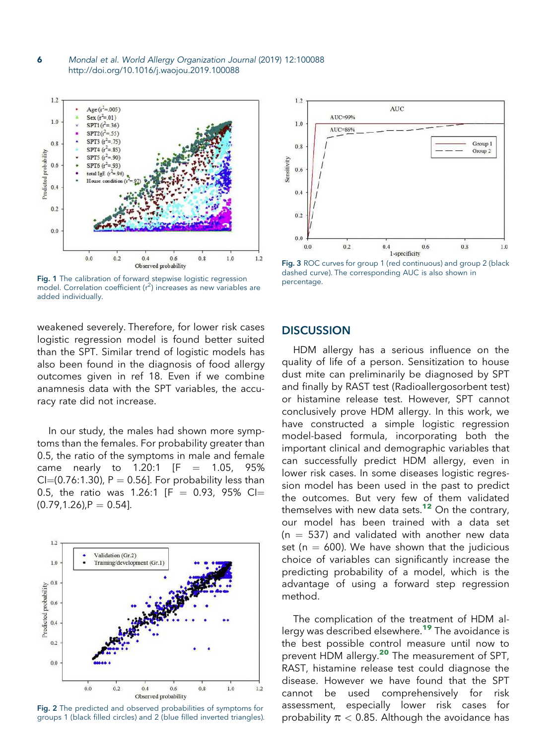Fig. 1 The calibration of forward stepwise logistic regression model. Correlation coefficient ($r^2$) increases as new variables are added individually.

Fig. 3 ROC curves for group 1 (red continuous) and group 2 (black dashed curve). The corresponding AUC is also shown in percentage.

weakened severely. Therefore, for lower risk cases logistic regression model is found better suited than the SPT. Similar trend of logistic models has also been found in the diagnosis of food allergy outcomes given in ref 18. Even if we combine anamnesis data with the SPT variables, the accuracy rate did not increase.

In our study, the males had shown more symptoms than the females. For probability greater than 0.5, the ratio of the symptoms in male and female came nearly to 1.20:1 [$F = 1.05$, 95% CI=(0.76:1.30), $P = 0.56$]. For probability less than 0.5, the ratio was 1.26:1 [$F = 0.93$, 95% CI=(0.79,1.26),$P = 0.54$].

Fig. 2 The predicted and observed probabilities of symptoms for groups 1 (black filled circles) and 2 (blue filled inverted triangles).

## DISCUSSION

HDM allergy has a serious influence on the quality of life of a person. Sensitization to house dust mite can preliminarily be diagnosed by SPT and finally by RAST test (Radioallergosorbent test) or histamine release test. However, SPT cannot conclusively prove HDM allergy. In this work, we have constructed a simple logistic regression model-based formula, incorporating both the important clinical and demographic variables that can successfully predict HDM allergy, even in lower risk cases. In some diseases logistic regression model has been used in the past to predict the outcomes. But very few of them validated themselves with new data sets.[12] On the contrary, our model has been trained with a data set ($n = 537$) and validated with another new data set ($n = 600$). We have shown that the judicious choice of variables can significantly increase the predicting probability of a model, which is the advantage of using a forward step regression method.

The complication of the treatment of HDM allergy was described elsewhere.[19] The avoidance is the best possible control measure until now to prevent HDM allergy.[20] The measurement of SPT, RAST, histamine release test could diagnose the disease. However we have found that the SPT cannot be used comprehensively for risk assessment, especially lower risk cases for probability $\pi < 0.85$. Although the avoidance has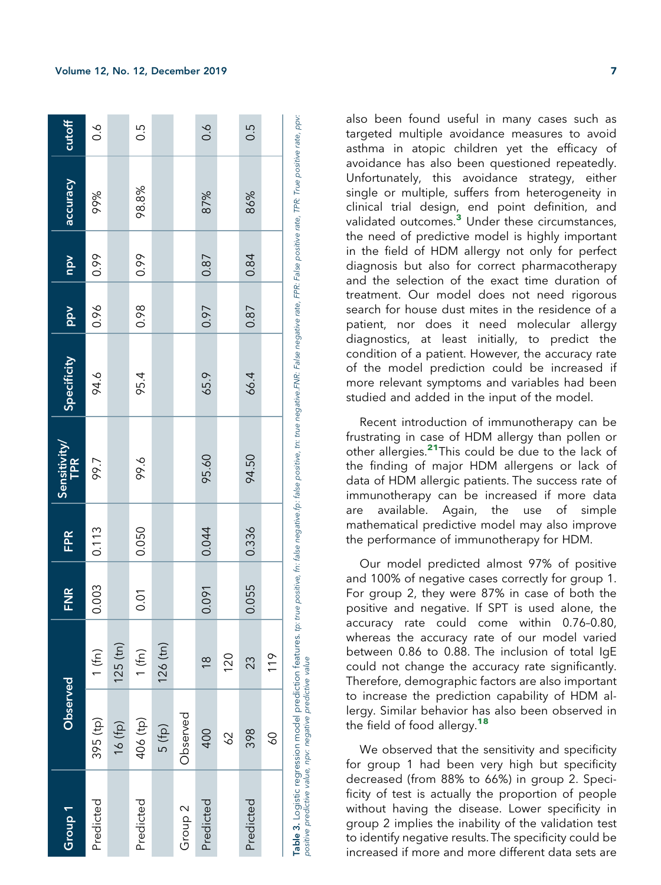| Group 1 | Observed | | FNR | FPR | Sensitivity/ TPR | Specificity | ppv | npv | accuracy | cutoff |
|---|---|---|---|---|---|---|---|---|---|---|
| Predicted | 395 (tp) | 1 (fn) | 0.003 | 0.113 | 99.7 | 94.6 | 0.96 | 0.99 | 99% | 0.6 |
| | 16 (fp) | 125 (tn) | | | | | | | | |
| Predicted | 406 (tp) | 1 (fn) | 0.01 | 0.050 | 99.6 | 95.4 | 0.98 | 0.99 | 98.8% | 0.5 |
| | 5 (fp) | 126 (tn) | | | | | | | | |
| Group 2 | Observed | | | | | | | | | |
| Predicted | 400 | 18 | 0.091 | 0.044 | 95.60 | 65.9 | 0.97 | 0.87 | 87% | 0.6 |
| | 62 | 120 | | | | | | | | |
| Predicted | 398 | 23 | 0.055 | 0.336 | 94.50 | 66.4 | 0.87 | 0.84 | 86% | 0.5 |
| | 60 | 119 | | | | | | | | |

**Table 3.** Logistic regression model prediction features. *tp: true positive, fn: false negative fp: false positive, tn: true negative.FNR: False negative rate, FPR: False positive rate, TPR: True positive rate, ppv: positive predictive value, npv: negative predictive value*

also been found useful in many cases such as targeted multiple avoidance measures to avoid asthma in atopic children yet the efficacy of avoidance has also been questioned repeatedly. Unfortunately, this avoidance strategy, either single or multiple, suffers from heterogeneity in clinical trial design, end point definition, and validated outcomes.[3] Under these circumstances, the need of predictive model is highly important in the field of HDM allergy not only for perfect diagnosis but also for correct pharmacotherapy and the selection of the exact time duration of treatment. Our model does not need rigorous search for house dust mites in the residence of a patient, nor does it need molecular allergy diagnostics, at least initially, to predict the condition of a patient. However, the accuracy rate of the model prediction could be increased if more relevant symptoms and variables had been studied and added in the input of the model.

Recent introduction of immunotherapy can be frustrating in case of HDM allergy than pollen or other allergies.[21] This could be due to the lack of the finding of major HDM allergens or lack of data of HDM allergic patients. The success rate of immunotherapy can be increased if more data are available. Again, the use of simple mathematical predictive model may also improve the performance of immunotherapy for HDM.

Our model predicted almost 97% of positive and 100% of negative cases correctly for group 1. For group 2, they were 87% in case of both the positive and negative. If SPT is used alone, the accuracy rate could come within 0.76–0.80, whereas the accuracy rate of our model varied between 0.86 to 0.88. The inclusion of total IgE could not change the accuracy rate significantly. Therefore, demographic factors are also important to increase the prediction capability of HDM allergy. Similar behavior has also been observed in the field of food allergy.[18]

We observed that the sensitivity and specificity for group 1 had been very high but specificity decreased (from 88% to 66%) in group 2. Specificity of test is actually the proportion of people without having the disease. Lower specificity in group 2 implies the inability of the validation test to identify negative results. The specificity could be increased if more and more different data sets are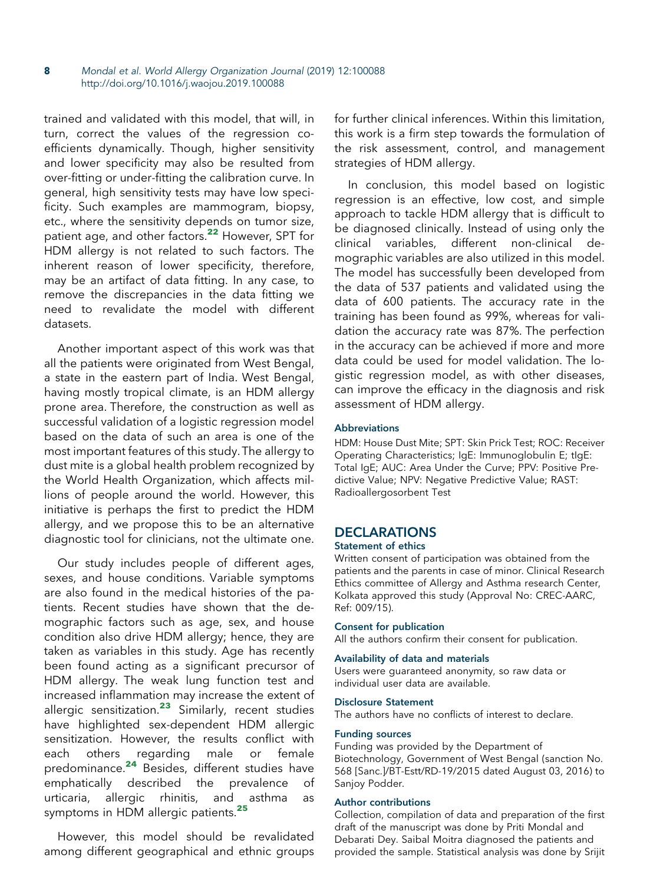trained and validated with this model, that will, in turn, correct the values of the regression coefficients dynamically. Though, higher sensitivity and lower specificity may also be resulted from over-fitting or under-fitting the calibration curve. In general, high sensitivity tests may have low specificity. Such examples are mammogram, biopsy, etc., where the sensitivity depends on tumor size, patient age, and other factors.[22] However, SPT for HDM allergy is not related to such factors. The inherent reason of lower specificity, therefore, may be an artifact of data fitting. In any case, to remove the discrepancies in the data fitting we need to revalidate the model with different datasets.

Another important aspect of this work was that all the patients were originated from West Bengal, a state in the eastern part of India. West Bengal, having mostly tropical climate, is an HDM allergy prone area. Therefore, the construction as well as successful validation of a logistic regression model based on the data of such an area is one of the most important features of this study. The allergy to dust mite is a global health problem recognized by the World Health Organization, which affects millions of people around the world. However, this initiative is perhaps the first to predict the HDM allergy, and we propose this to be an alternative diagnostic tool for clinicians, not the ultimate one.

Our study includes people of different ages, sexes, and house conditions. Variable symptoms are also found in the medical histories of the patients. Recent studies have shown that the demographic factors such as age, sex, and house condition also drive HDM allergy; hence, they are taken as variables in this study. Age has recently been found acting as a significant precursor of HDM allergy. The weak lung function test and increased inflammation may increase the extent of allergic sensitization.[23] Similarly, recent studies have highlighted sex-dependent HDM allergic sensitization. However, the results conflict with each others regarding male or female predominance.[24] Besides, different studies have emphatically described the prevalence of urticaria, allergic rhinitis, and asthma as symptoms in HDM allergic patients.[25]

However, this model should be revalidated among different geographical and ethnic groups for further clinical inferences. Within this limitation, this work is a firm step towards the formulation of the risk assessment, control, and management strategies of HDM allergy.

In conclusion, this model based on logistic regression is an effective, low cost, and simple approach to tackle HDM allergy that is difficult to be diagnosed clinically. Instead of using only the clinical variables, different non-clinical demographic variables are also utilized in this model. The model has successfully been developed from the data of 537 patients and validated using the data of 600 patients. The accuracy rate in the training has been found as 99%, whereas for validation the accuracy rate was 87%. The perfection in the accuracy can be achieved if more and more data could be used for model validation. The logistic regression model, as with other diseases, can improve the efficacy in the diagnosis and risk assessment of HDM allergy.

### Abbreviations

HDM: House Dust Mite; SPT: Skin Prick Test; ROC: Receiver Operating Characteristics; IgE: Immunoglobulin E; tIgE: Total IgE; AUC: Area Under the Curve; PPV: Positive Predictive Value; NPV: Negative Predictive Value; RAST: Radioallergosorbent Test

## DECLARATIONS

### Statement of ethics

Written consent of participation was obtained from the patients and the parents in case of minor. Clinical Research Ethics committee of Allergy and Asthma research Center, Kolkata approved this study (Approval No: CREC-AARC, Ref: 009/15).

### Consent for publication

All the authors confirm their consent for publication.

### Availability of data and materials

Users were guaranteed anonymity, so raw data or individual user data are available.

### Disclosure Statement

The authors have no conflicts of interest to declare.

### Funding sources

Funding was provided by the Department of Biotechnology, Government of West Bengal (sanction No. 568 [Sanc.]/BT-Estt/RD-19/2015 dated August 03, 2016) to Sanjoy Podder.

### Author contributions

Collection, compilation of data and preparation of the first draft of the manuscript was done by Priti Mondal and Debarati Dey. Saibal Moitra diagnosed the patients and provided the sample. Statistical analysis was done by Srijit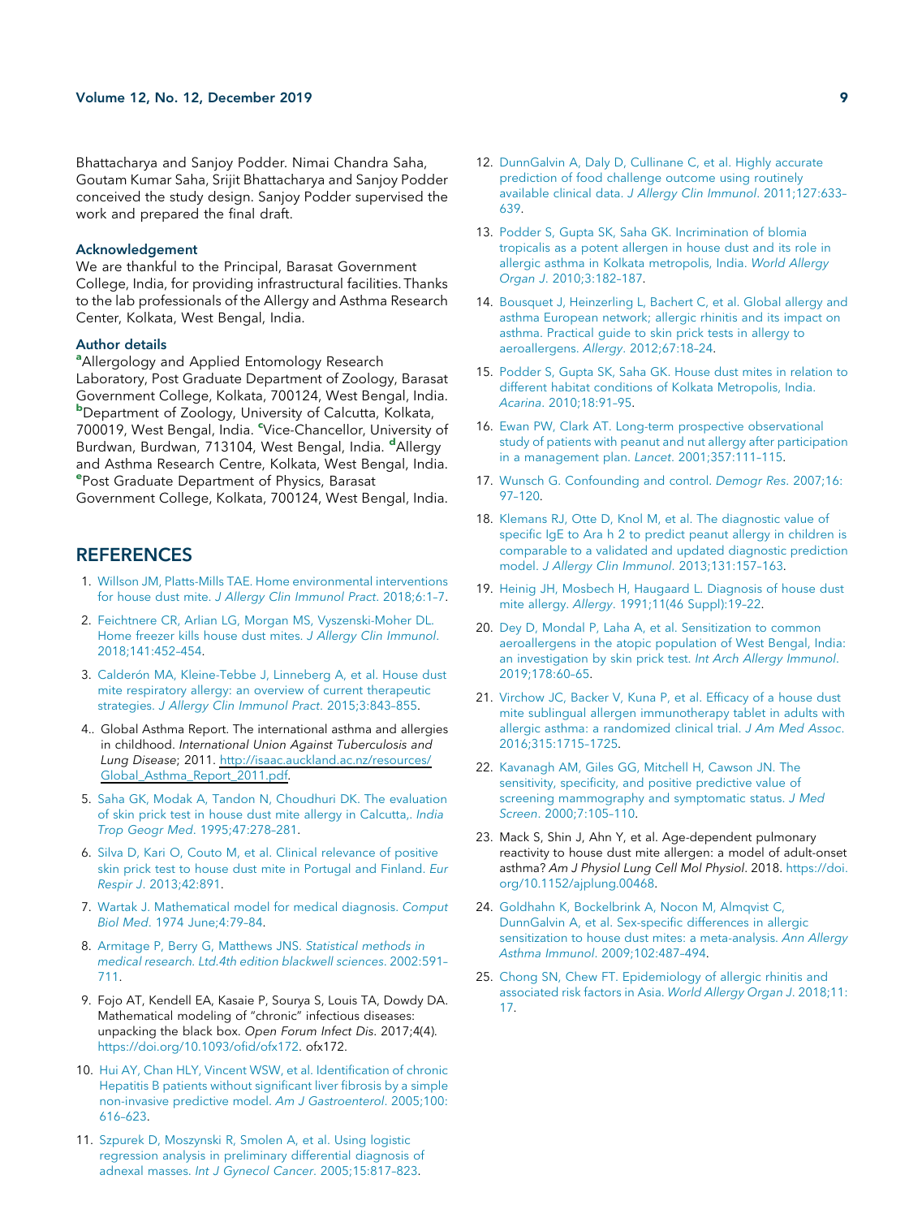Bhattacharya and Sanjoy Podder. Nimai Chandra Saha, Goutam Kumar Saha, Srijit Bhattacharya and Sanjoy Podder conceived the study design. Sanjoy Podder supervised the work and prepared the final draft.

### Acknowledgement

We are thankful to the Principal, Barasat Government College, India, for providing infrastructural facilities. Thanks to the lab professionals of the Allergy and Asthma Research Center, Kolkata, West Bengal, India.

### Author details

[a]Allergology and Applied Entomology Research Laboratory, Post Graduate Department of Zoology, Barasat Government College, Kolkata, 700124, West Bengal, India. [b]Department of Zoology, University of Calcutta, Kolkata, 700019, West Bengal, India. [c]Vice-Chancellor, University of Burdwan, Burdwan, 713104, West Bengal, India. [d]Allergy and Asthma Research Centre, Kolkata, West Bengal, India. [e]Post Graduate Department of Physics, Barasat Government College, Kolkata, 700124, West Bengal, India.

## REFERENCES

1. Willson JM, Platts-Mills TAE. Home environmental interventions for house dust mite. *J Allergy Clin Immunol Pract*. 2018;6:1–7.
2. Feichtnere CR, Arlian LG, Morgan MS, Vyszenski-Moher DL. Home freezer kills house dust mites. *J Allergy Clin Immunol*. 2018;141:452–454.
3. Calderón MA, Kleine-Tebbe J, Linneberg A, et al. House dust mite respiratory allergy: an overview of current therapeutic strategies. *J Allergy Clin Immunol Pract*. 2015;3:843–855.
4. Global Asthma Report. The international asthma and allergies in childhood. *International Union Against Tuberculosis and Lung Disease*; 2011. http://isaac.auckland.ac.nz/resources/Global_Asthma_Report_2011.pdf.
5. Saha GK, Modak A, Tandon N, Choudhuri DK. The evaluation of skin prick test in house dust mite allergy in Calcutta,. *India Trop Geogr Med*. 1995;47:278–281.
6. Silva D, Kari O, Couto M, et al. Clinical relevance of positive skin prick test to house dust mite in Portugal and Finland. *Eur Respir J*. 2013;42:891.
7. Wartak J. Mathematical model for medical diagnosis. *Comput Biol Med*. 1974 June;4:79–84.
8. Armitage P, Berry G, Matthews JNS. *Statistical methods in medical research. Ltd.4th edition blackwell sciences*. 2002:591–711.
9. Fojo AT, Kendell EA, Kasaie P, Sourya S, Louis TA, Dowdy DA. Mathematical modeling of "chronic" infectious diseases: unpacking the black box. *Open Forum Infect Dis*. 2017;4(4). https://doi.org/10.1093/ofid/ofx172. ofx172.
10. Hui AY, Chan HLY, Vincent WSW, et al. Identification of chronic Hepatitis B patients without significant liver fibrosis by a simple non-invasive predictive model. *Am J Gastroenterol*. 2005;100:616–623.
11. Szpurek D, Moszynski R, Smolen A, et al. Using logistic regression analysis in preliminary differential diagnosis of adnexal masses. *Int J Gynecol Cancer*. 2005;15:817–823.
12. DunnGalvin A, Daly D, Cullinane C, et al. Highly accurate prediction of food challenge outcome using routinely available clinical data. *J Allergy Clin Immunol*. 2011;127:633–639.
13. Podder S, Gupta SK, Saha GK. Incrimination of blomia tropicalis as a potent allergen in house dust and its role in allergic asthma in Kolkata metropolis, India. *World Allergy Organ J*. 2010;3:182–187.
14. Bousquet J, Heinzerling L, Bachert C, et al. Global allergy and asthma European network; allergic rhinitis and its impact on asthma. Practical guide to skin prick tests in allergy to aeroallergens. *Allergy*. 2012;67:18–24.
15. Podder S, Gupta SK, Saha GK. House dust mites in relation to different habitat conditions of Kolkata Metropolis, India. *Acarina*. 2010;18:91–95.
16. Ewan PW, Clark AT. Long-term prospective observational study of patients with peanut and nut allergy after participation in a management plan. *Lancet*. 2001;357:111–115.
17. Wunsch G. Confounding and control. *Demogr Res*. 2007;16:97–120.
18. Klemans RJ, Otte D, Knol M, et al. The diagnostic value of specific IgE to Ara h 2 to predict peanut allergy in children is comparable to a validated and updated diagnostic prediction model. *J Allergy Clin Immunol*. 2013;131:157–163.
19. Heinig JH, Mosbech H, Haugaard L. Diagnosis of house dust mite allergy. *Allergy*. 1991;11(46 Suppl):19–22.
20. Dey D, Mondal P, Laha A, et al. Sensitization to common aeroallergens in the atopic population of West Bengal, India: an investigation by skin prick test. *Int Arch Allergy Immunol*. 2019;178:60–65.
21. Virchow JC, Backer V, Kuna P, et al. Efficacy of a house dust mite sublingual allergen immunotherapy tablet in adults with allergic asthma: a randomized clinical trial. *J Am Med Assoc*. 2016;315:1715–1725.
22. Kavanagh AM, Giles GG, Mitchell H, Cawson JN. The sensitivity, specificity, and positive predictive value of screening mammography and symptomatic status. *J Med Screen*. 2000;7:105–110.
23. Mack S, Shin J, Ahn Y, et al. Age-dependent pulmonary reactivity to house dust mite allergen: a model of adult-onset asthma? *Am J Physiol Lung Cell Mol Physiol*. 2018. https://doi.org/10.1152/ajplung.00468.
24. Goldhahn K, Bockelbrink A, Nocon M, Almqvist C, DunnGalvin A, et al. Sex-specific differences in allergic sensitization to house dust mites: a meta-analysis. *Ann Allergy Asthma Immunol*. 2009;102:487–494.
25. Chong SN, Chew FT. Epidemiology of allergic rhinitis and associated risk factors in Asia. *World Allergy Organ J*. 2018;11:17.